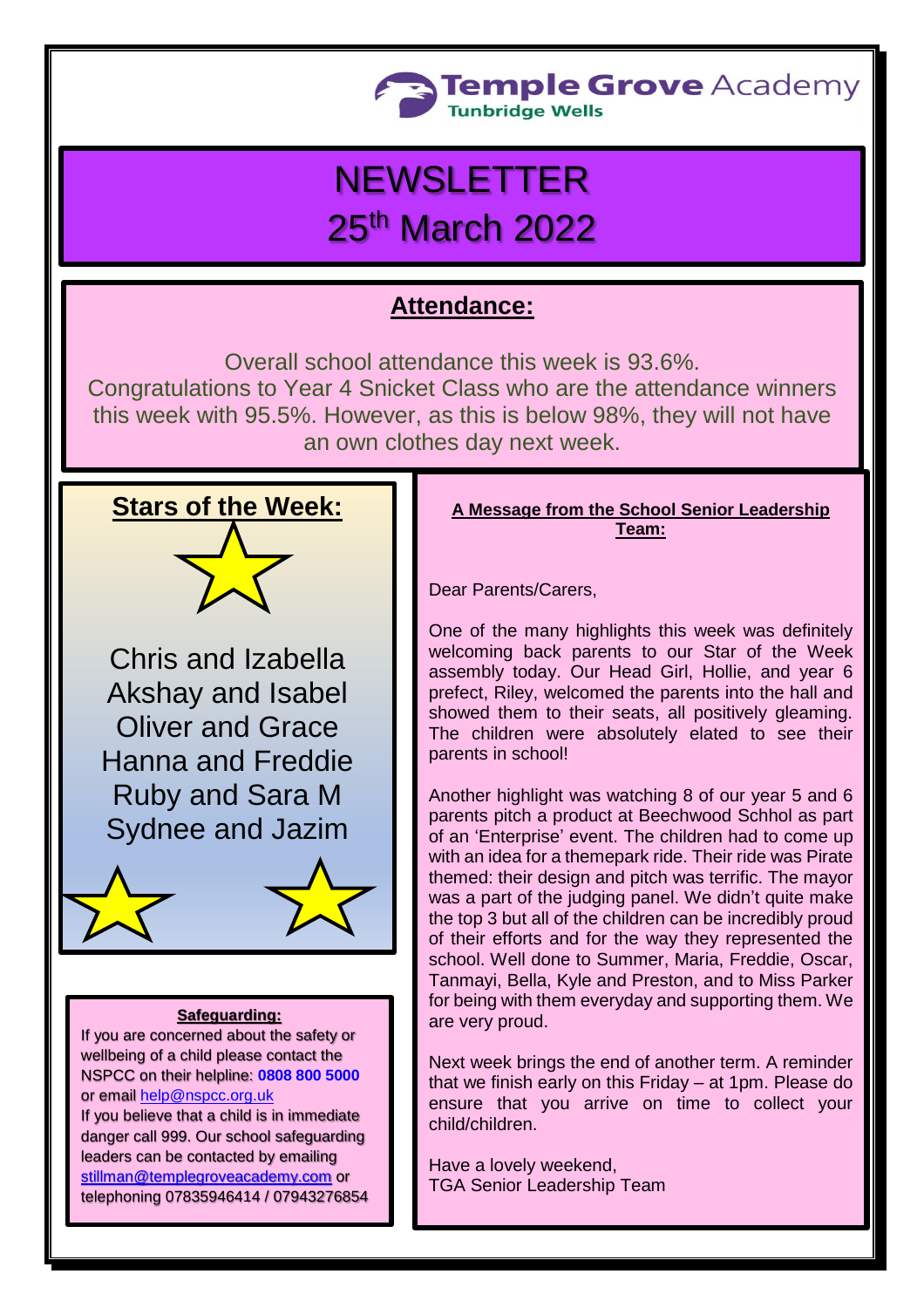Temple Grove Academy
Tunbridge Wells

# NEWSLETTER
# 25th March 2022

## Attendance:

Overall school attendance this week is 93.6%.
Congratulations to Year 4 Snicket Class who are the attendance winners this week with 95.5%. However, as this is below 98%, they will not have an own clothes day next week.

## Stars of the Week:

Chris and Izabella
Akshay and Isabel
Oliver and Grace
Hanna and Freddie
Ruby and Sara M
Sydnee and Jazim

### Safeguarding:

If you are concerned about the safety or wellbeing of a child please contact the NSPCC on their helpline: **0808 800 5000** or email help@nspcc.org.uk
If you believe that a child is in immediate danger call 999. Our school safeguarding leaders can be contacted by emailing stillman@templegroveacademy.com or telephoning 07835946414 / 07943276854

### A Message from the School Senior Leadership Team:

Dear Parents/Carers,

One of the many highlights this week was definitely welcoming back parents to our Star of the Week assembly today. Our Head Girl, Hollie, and year 6 prefect, Riley, welcomed the parents into the hall and showed them to their seats, all positively gleaming. The children were absolutely elated to see their parents in school!

Another highlight was watching 8 of our year 5 and 6 parents pitch a product at Beechwood Schhol as part of an 'Enterprise' event. The children had to come up with an idea for a themepark ride. Their ride was Pirate themed: their design and pitch was terrific. The mayor was a part of the judging panel. We didn't quite make the top 3 but all of the children can be incredibly proud of their efforts and for the way they represented the school. Well done to Summer, Maria, Freddie, Oscar, Tanmayi, Bella, Kyle and Preston, and to Miss Parker for being with them everyday and supporting them. We are very proud.

Next week brings the end of another term. A reminder that we finish early on this Friday – at 1pm. Please do ensure that you arrive on time to collect your child/children.

Have a lovely weekend,
TGA Senior Leadership Team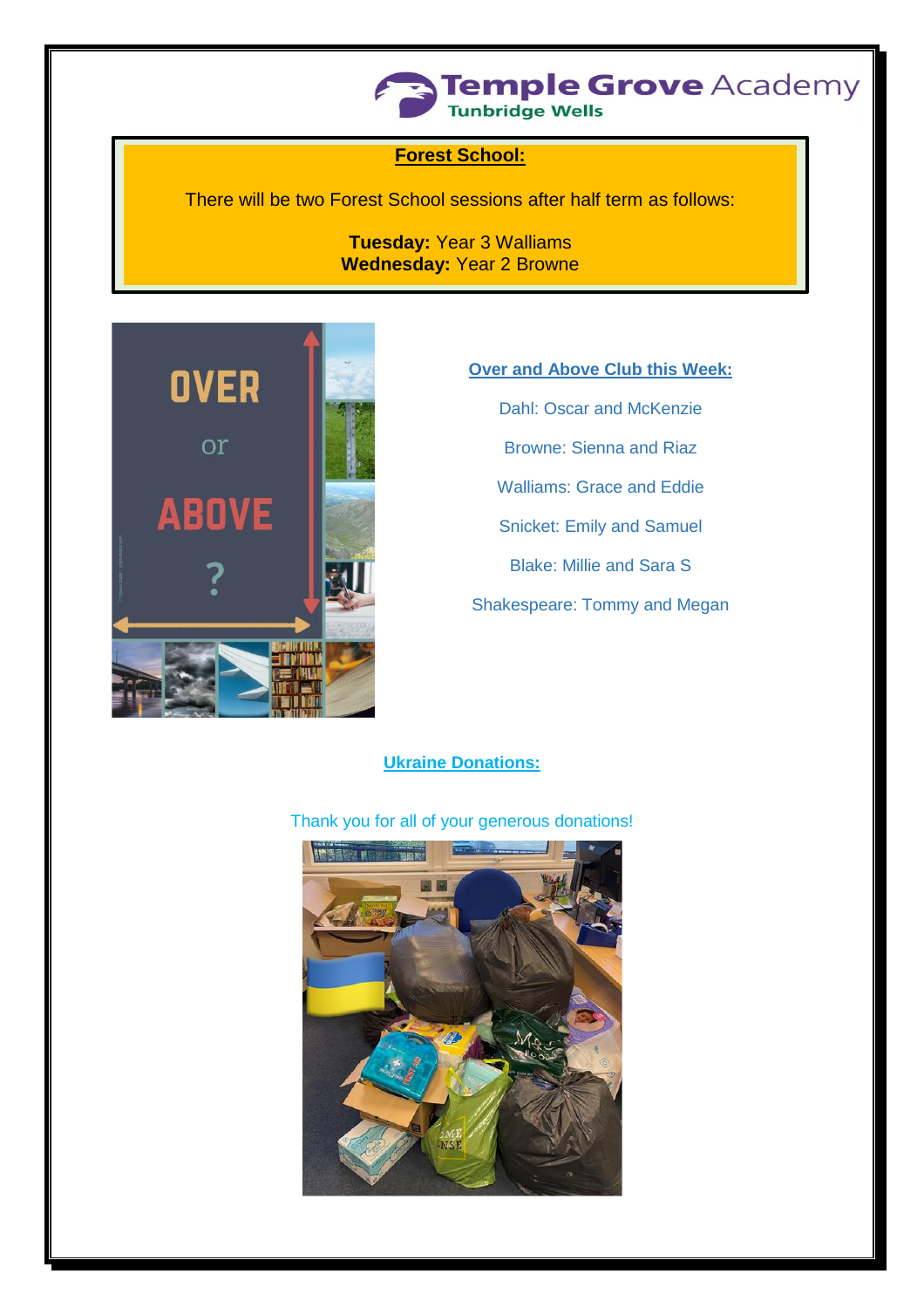## Forest School:

There will be two Forest School sessions after half term as follows:

**Tuesday:** Year 3 Walliams
**Wednesday:** Year 2 Browne

## Over and Above Club this Week:

Dahl: Oscar and McKenzie

Browne: Sienna and Riaz

Walliams: Grace and Eddie

Snicket: Emily and Samuel

Blake: Millie and Sara S

Shakespeare: Tommy and Megan

## Ukraine Donations:

Thank you for all of your generous donations!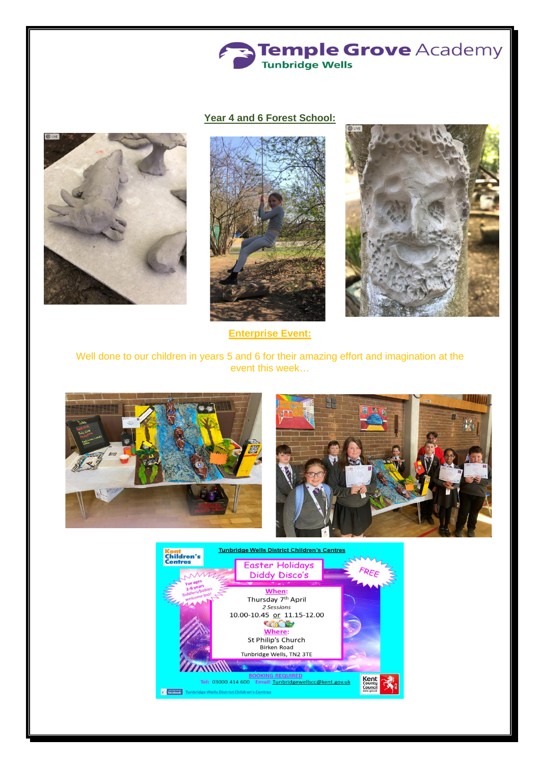## Year 4 and 6 Forest School:

## Enterprise Event:

Well done to our children in years 5 and 6 for their amazing effort and imagination at the event this week…

**Tunbridge Wells District Children's Centres**

Kent Children's Centres

Easter Holidays Diddy Disco's

FREE

For ages 2-8 years Toddlers/babies welcome too!

**When:**

Thursday 7th April

*2 Sessions*

10.00-10.45 or 11.15-12.00

**Where:**

St Philip's Church

Birken Road

Tunbridge Wells, TN2 3TE

**BOOKING REQUIRED**

Tel: 03000 414 600 Email: Tunbridgewellscc@kent.gov.uk

facebook Tunbridge Wells District Children's Centres

Kent County Council kent.gov.uk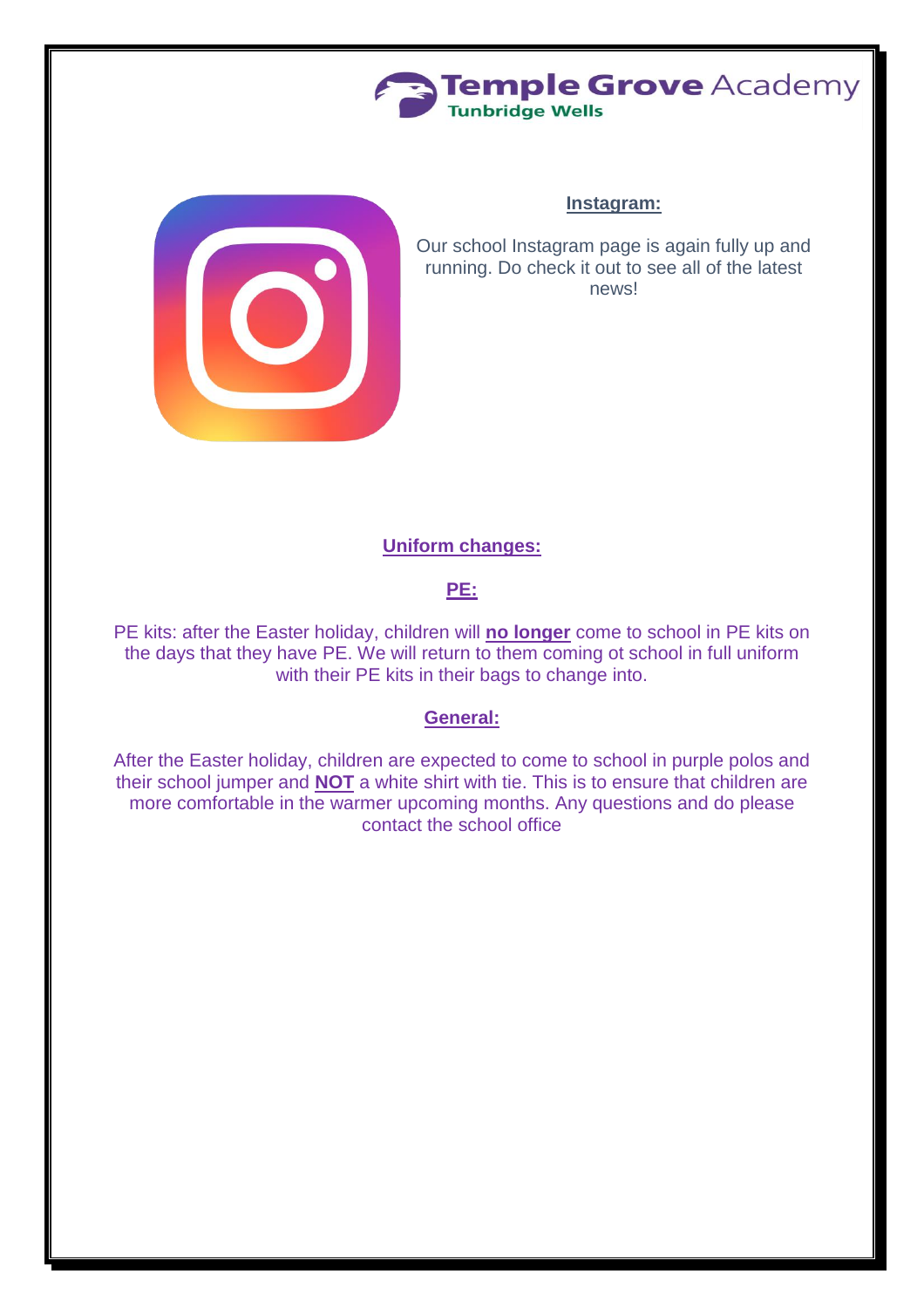## Instagram:

Our school Instagram page is again fully up and running. Do check it out to see all of the latest news!

## Uniform changes:

### PE:

PE kits: after the Easter holiday, children will **no longer** come to school in PE kits on the days that they have PE. We will return to them coming ot school in full uniform with their PE kits in their bags to change into.

### General:

After the Easter holiday, children are expected to come to school in purple polos and their school jumper and **NOT** a white shirt with tie. This is to ensure that children are more comfortable in the warmer upcoming months. Any questions and do please contact the school office